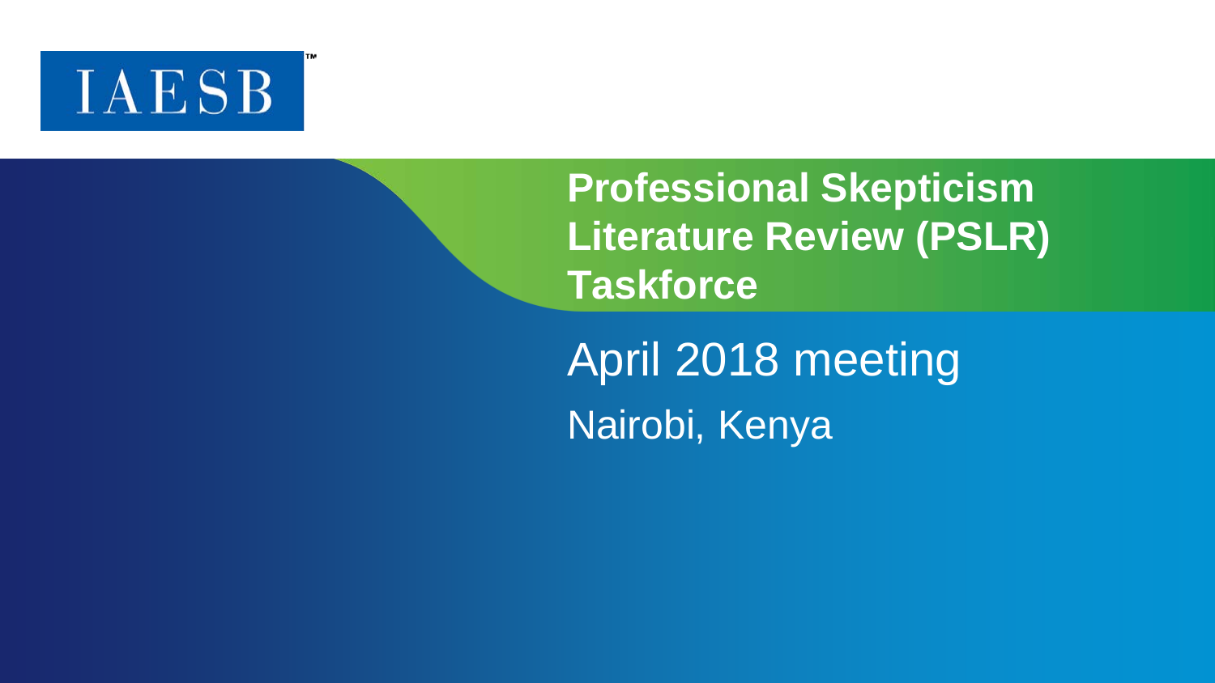IAESB™

# Professional Skepticism Literature Review (PSLR) Taskforce

## April 2018 meeting

Nairobi, Kenya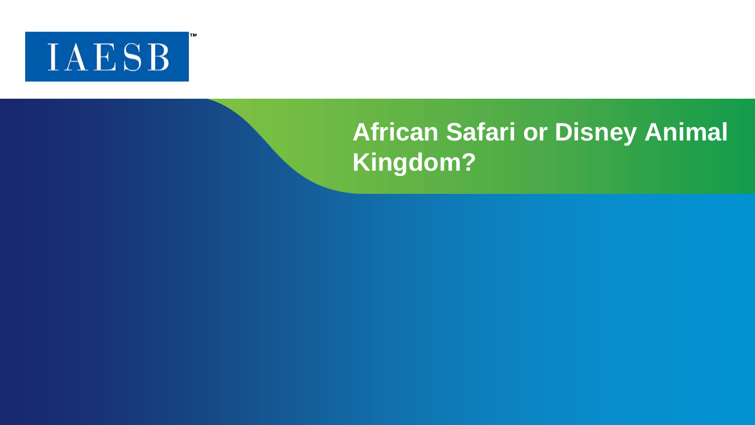IAESB

# African Safari or Disney Animal Kingdom?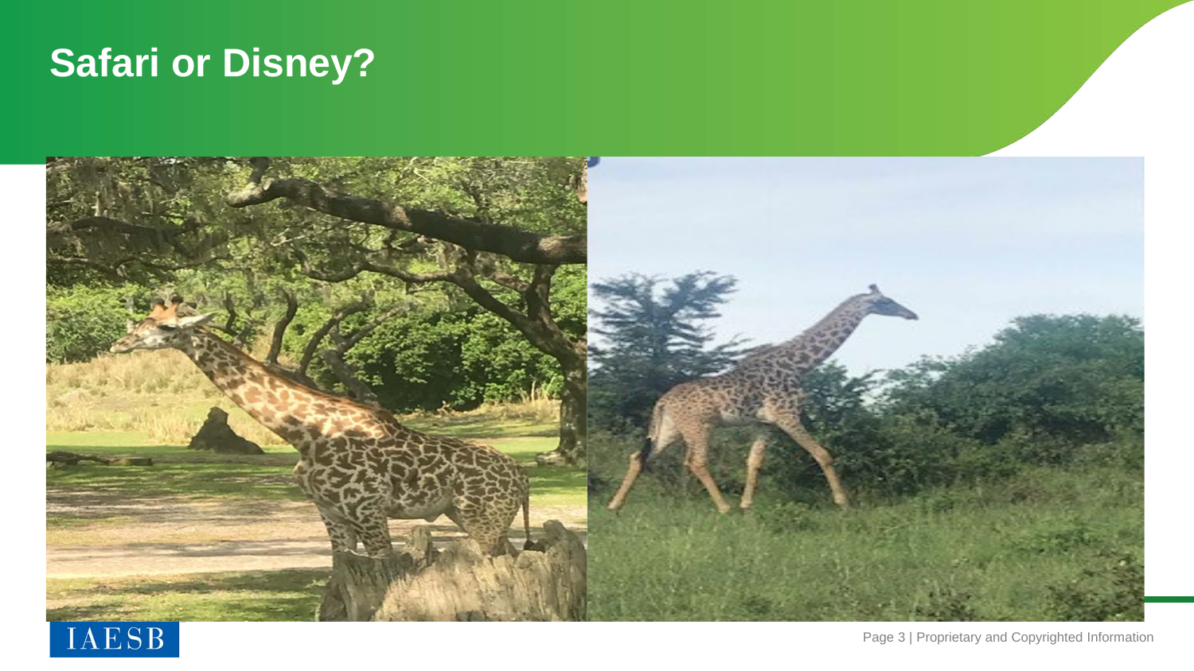# Safari or Disney?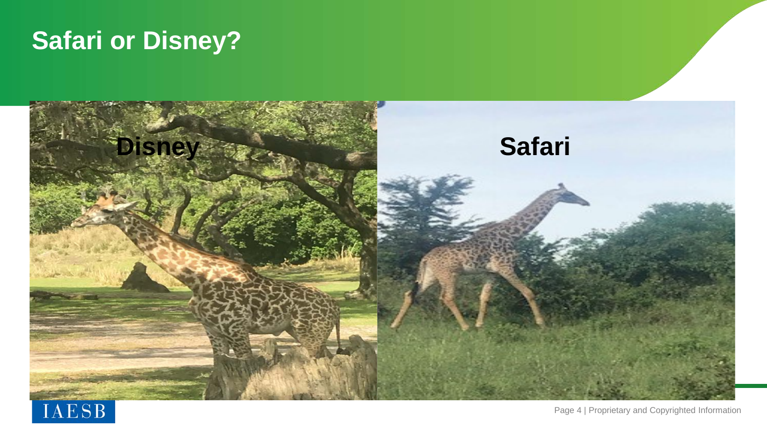# Safari or Disney?

Disney

Safari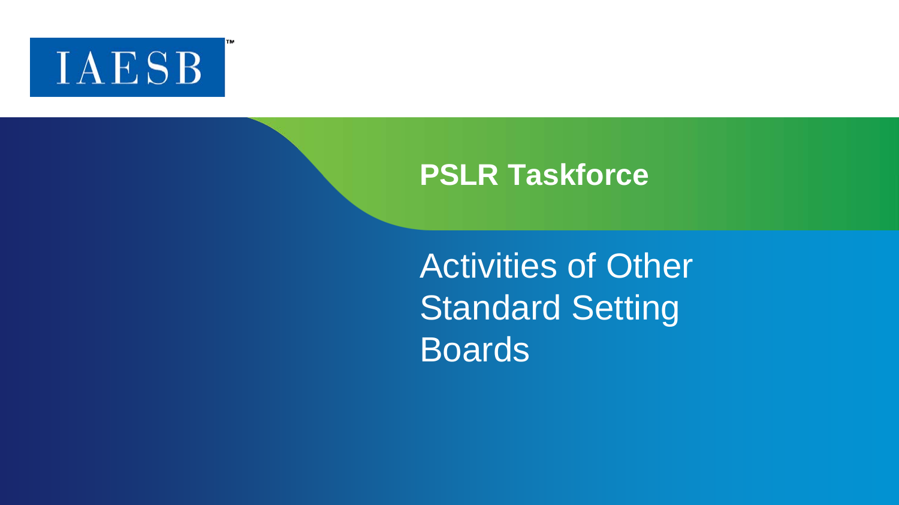IAESB™

# PSLR Taskforce

## Activities of Other Standard Setting Boards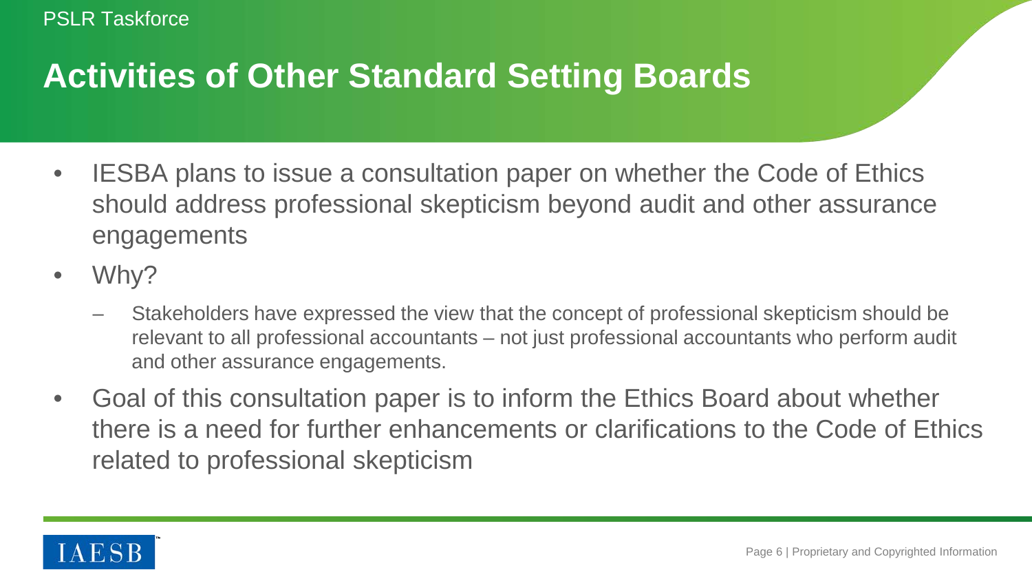# Activities of Other Standard Setting Boards

- IESBA plans to issue a consultation paper on whether the Code of Ethics should address professional skepticism beyond audit and other assurance engagements
- Why?
  - Stakeholders have expressed the view that the concept of professional skepticism should be relevant to all professional accountants – not just professional accountants who perform audit and other assurance engagements.
- Goal of this consultation paper is to inform the Ethics Board about whether there is a need for further enhancements or clarifications to the Code of Ethics related to professional skepticism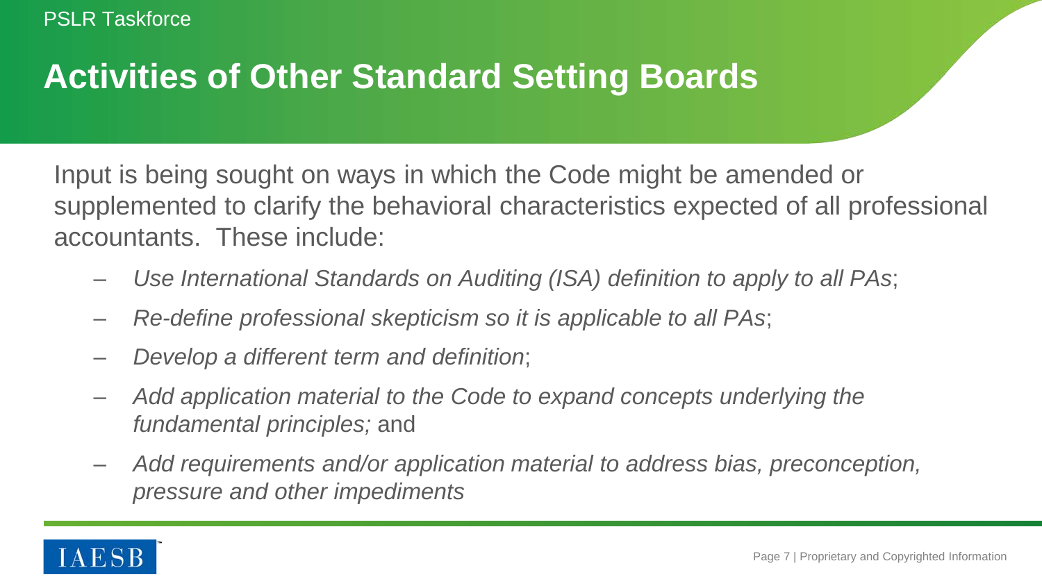# Activities of Other Standard Setting Boards

Input is being sought on ways in which the Code might be amended or supplemented to clarify the behavioral characteristics expected of all professional accountants. These include:

- *Use International Standards on Auditing (ISA) definition to apply to all PAs*;
- *Re-define professional skepticism so it is applicable to all PAs*;
- *Develop a different term and definition*;
- *Add application material to the Code to expand concepts underlying the fundamental principles;* and
- *Add requirements and/or application material to address bias, preconception, pressure and other impediments*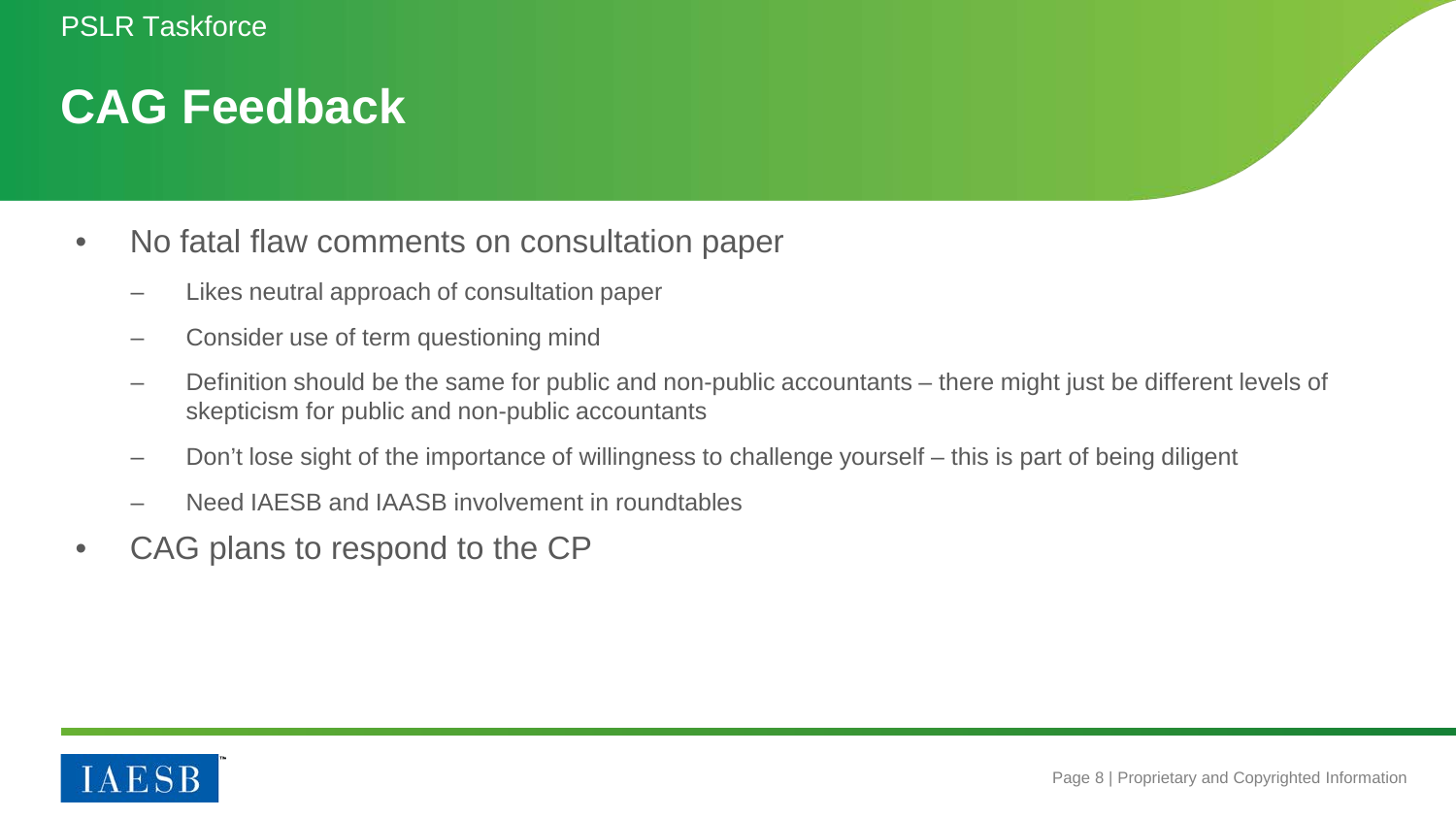# CAG Feedback

- No fatal flaw comments on consultation paper
  - Likes neutral approach of consultation paper
  - Consider use of term questioning mind
  - Definition should be the same for public and non-public accountants – there might just be different levels of skepticism for public and non-public accountants
  - Don't lose sight of the importance of willingness to challenge yourself – this is part of being diligent
  - Need IAESB and IAASB involvement in roundtables
- CAG plans to respond to the CP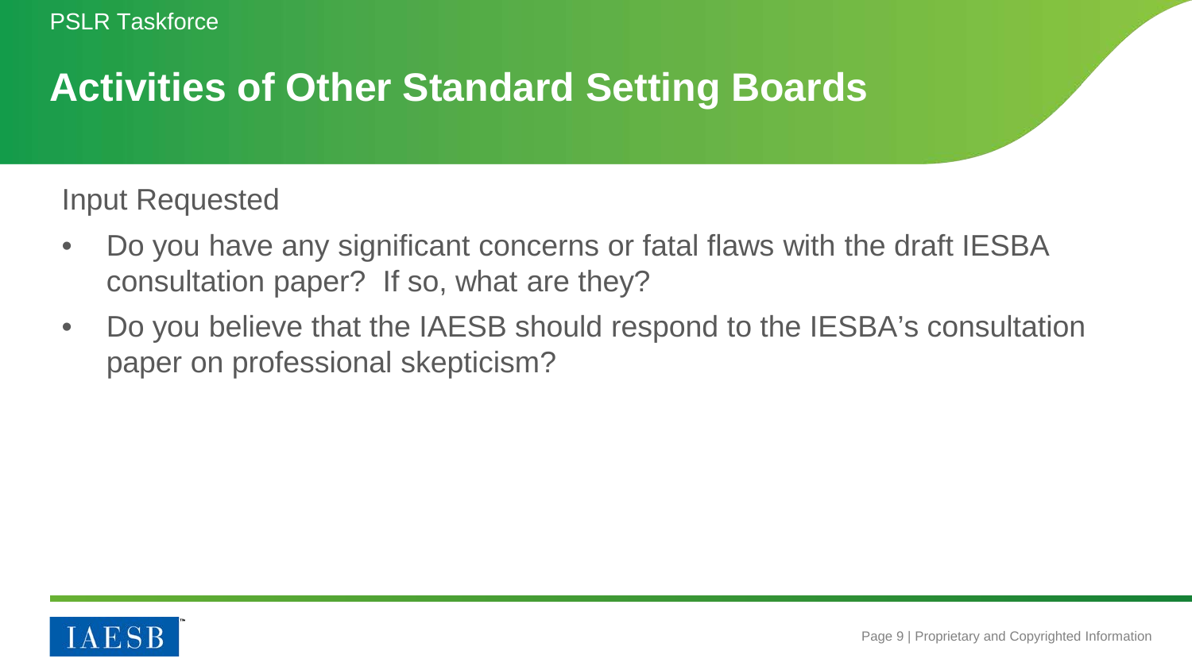# Activities of Other Standard Setting Boards

Input Requested

- Do you have any significant concerns or fatal flaws with the draft IESBA consultation paper? If so, what are they?
- Do you believe that the IAESB should respond to the IESBA's consultation paper on professional skepticism?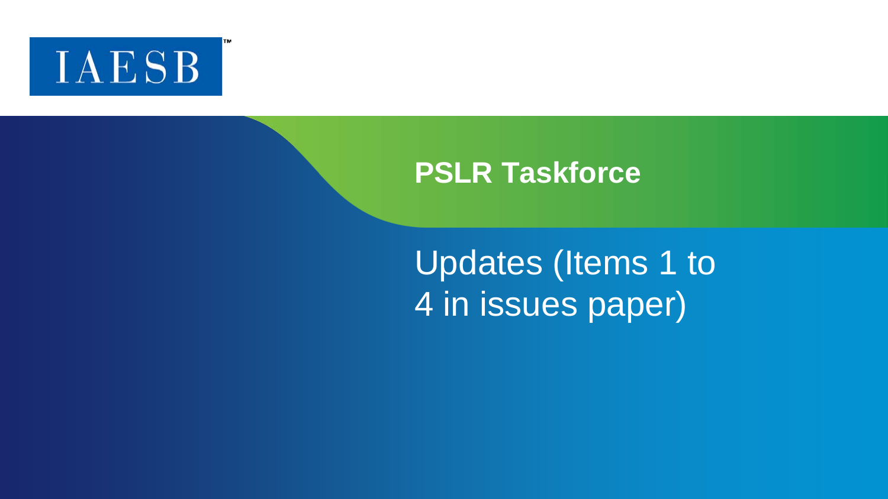IAESB

# PSLR Taskforce

## Updates (Items 1 to 4 in issues paper)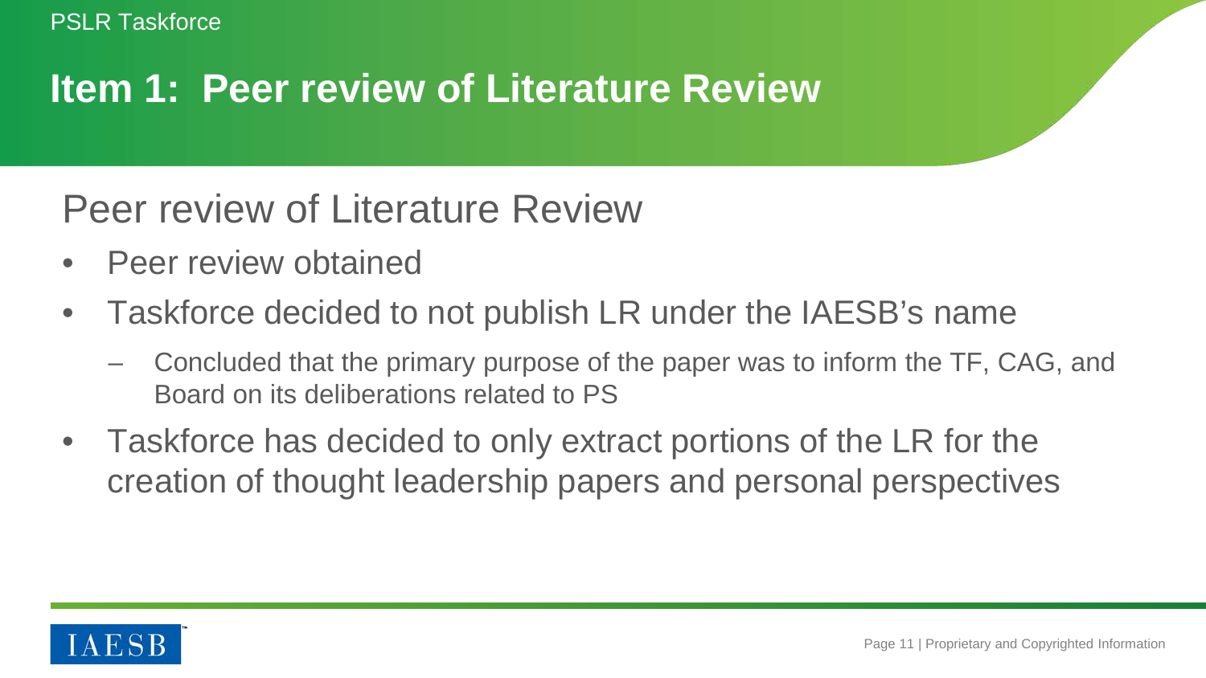# Item 1: Peer review of Literature Review

## Peer review of Literature Review

- Peer review obtained
- Taskforce decided to not publish LR under the IAESB's name
  - Concluded that the primary purpose of the paper was to inform the TF, CAG, and Board on its deliberations related to PS
- Taskforce has decided to only extract portions of the LR for the creation of thought leadership papers and personal perspectives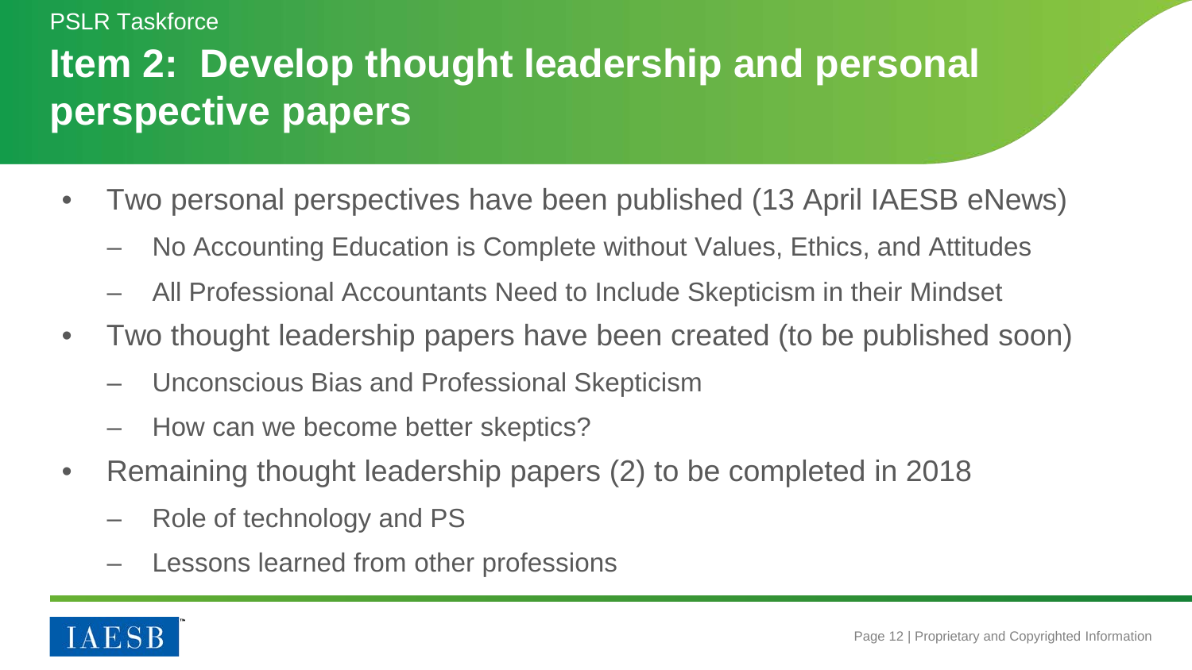PSLR Taskforce

# Item 2: Develop thought leadership and personal perspective papers

- Two personal perspectives have been published (13 April IAESB eNews)
  - No Accounting Education is Complete without Values, Ethics, and Attitudes
  - All Professional Accountants Need to Include Skepticism in their Mindset
- Two thought leadership papers have been created (to be published soon)
  - Unconscious Bias and Professional Skepticism
  - How can we become better skeptics?
- Remaining thought leadership papers (2) to be completed in 2018
  - Role of technology and PS
  - Lessons learned from other professions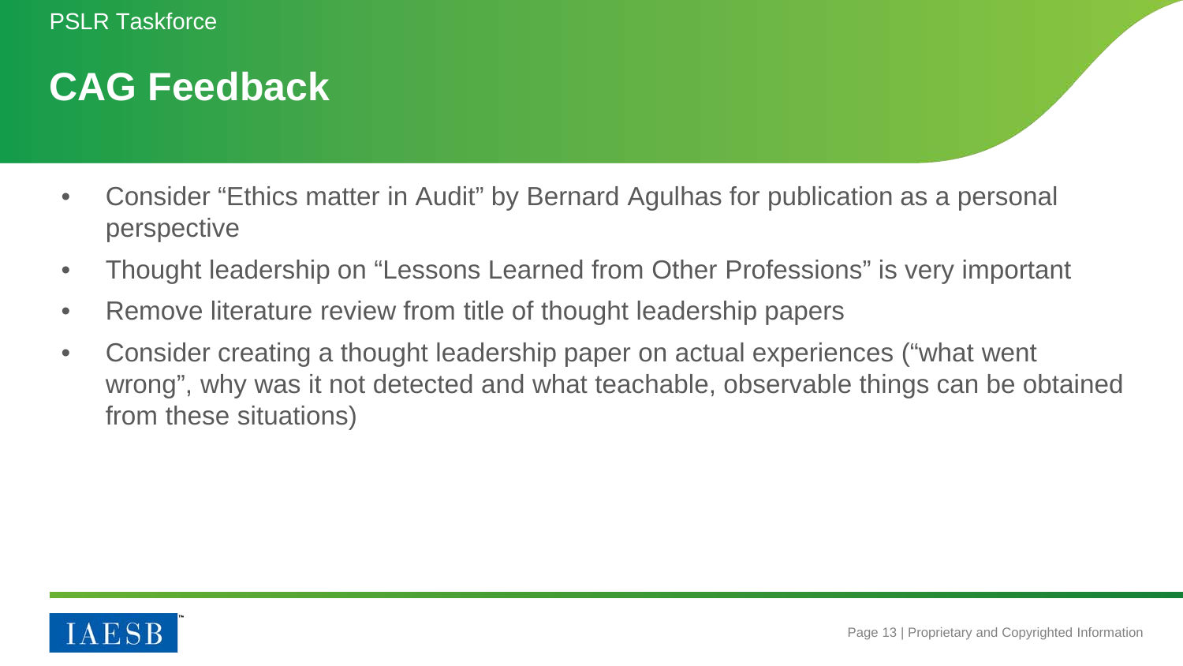# CAG Feedback

- Consider "Ethics matter in Audit" by Bernard Agulhas for publication as a personal perspective
- Thought leadership on "Lessons Learned from Other Professions" is very important
- Remove literature review from title of thought leadership papers
- Consider creating a thought leadership paper on actual experiences ("what went wrong", why was it not detected and what teachable, observable things can be obtained from these situations)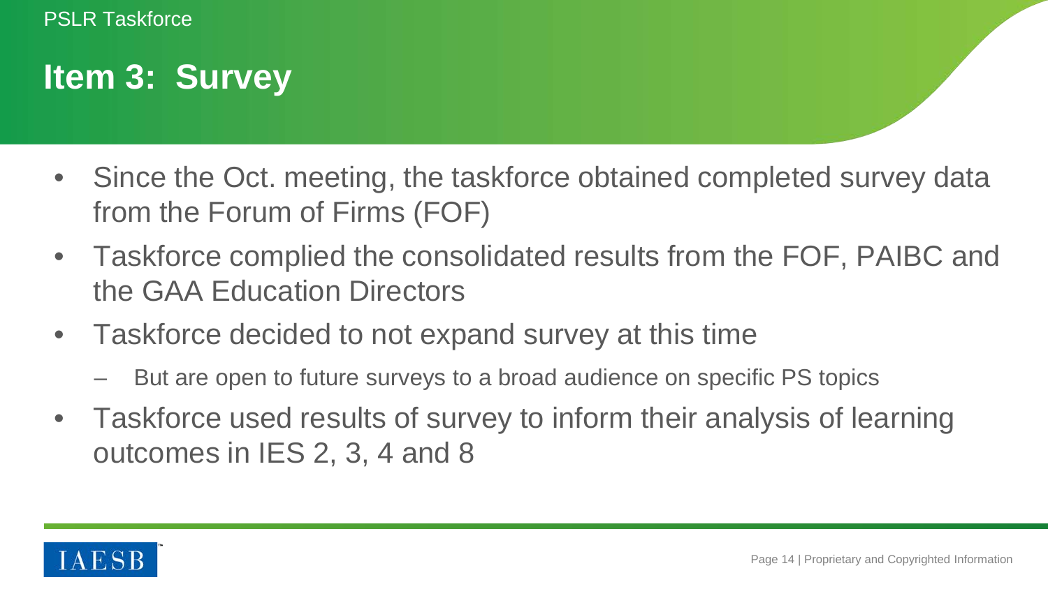# Item 3: Survey

- Since the Oct. meeting, the taskforce obtained completed survey data from the Forum of Firms (FOF)
- Taskforce complied the consolidated results from the FOF, PAIBC and the GAA Education Directors
- Taskforce decided to not expand survey at this time
  - But are open to future surveys to a broad audience on specific PS topics
- Taskforce used results of survey to inform their analysis of learning outcomes in IES 2, 3, 4 and 8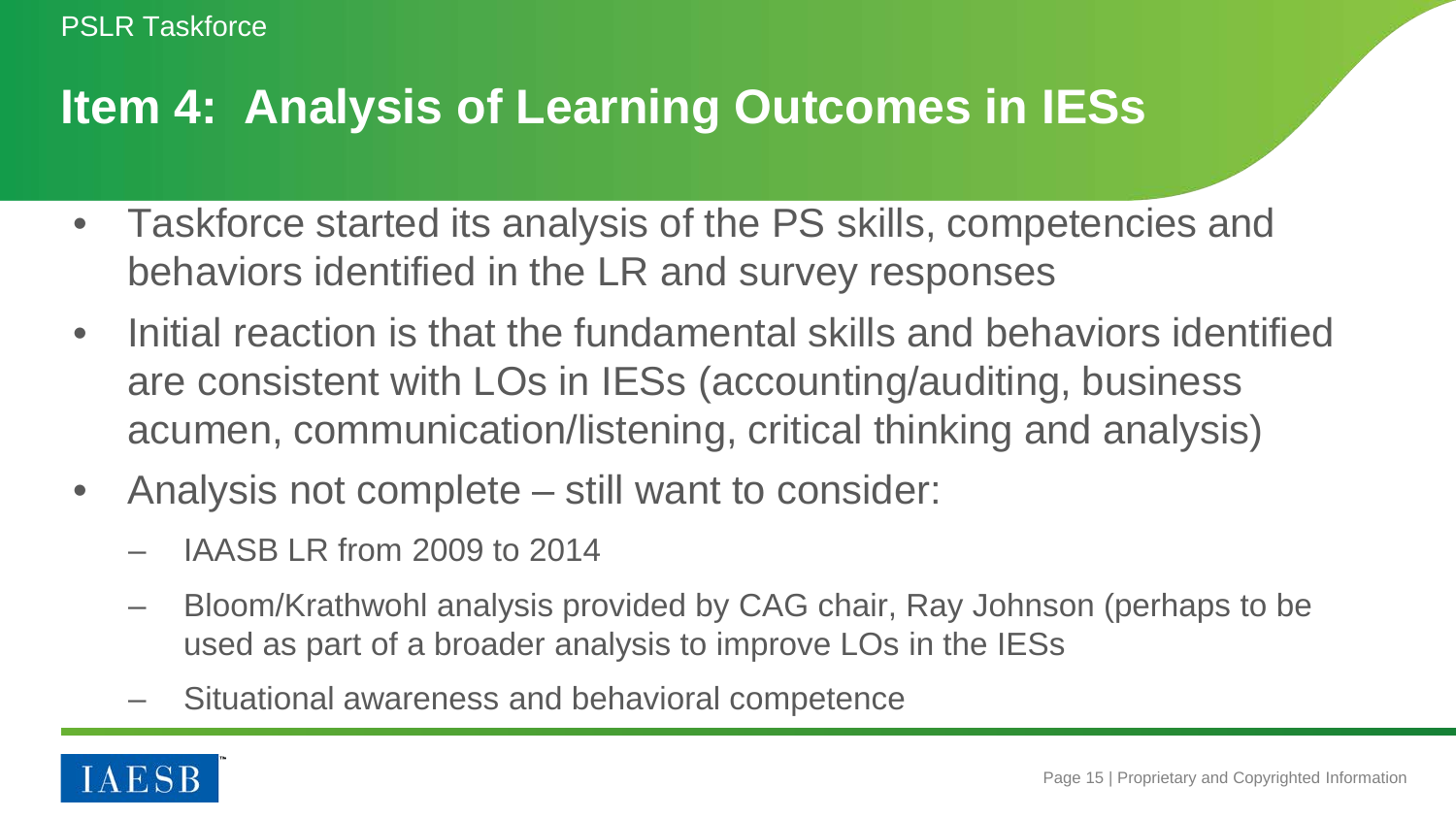PSLR Taskforce

# Item 4: Analysis of Learning Outcomes in IESs

- Taskforce started its analysis of the PS skills, competencies and behaviors identified in the LR and survey responses
- Initial reaction is that the fundamental skills and behaviors identified are consistent with LOs in IESs (accounting/auditing, business acumen, communication/listening, critical thinking and analysis)
- Analysis not complete – still want to consider:
  - IAASB LR from 2009 to 2014
  - Bloom/Krathwohl analysis provided by CAG chair, Ray Johnson (perhaps to be used as part of a broader analysis to improve LOs in the IESs
  - Situational awareness and behavioral competence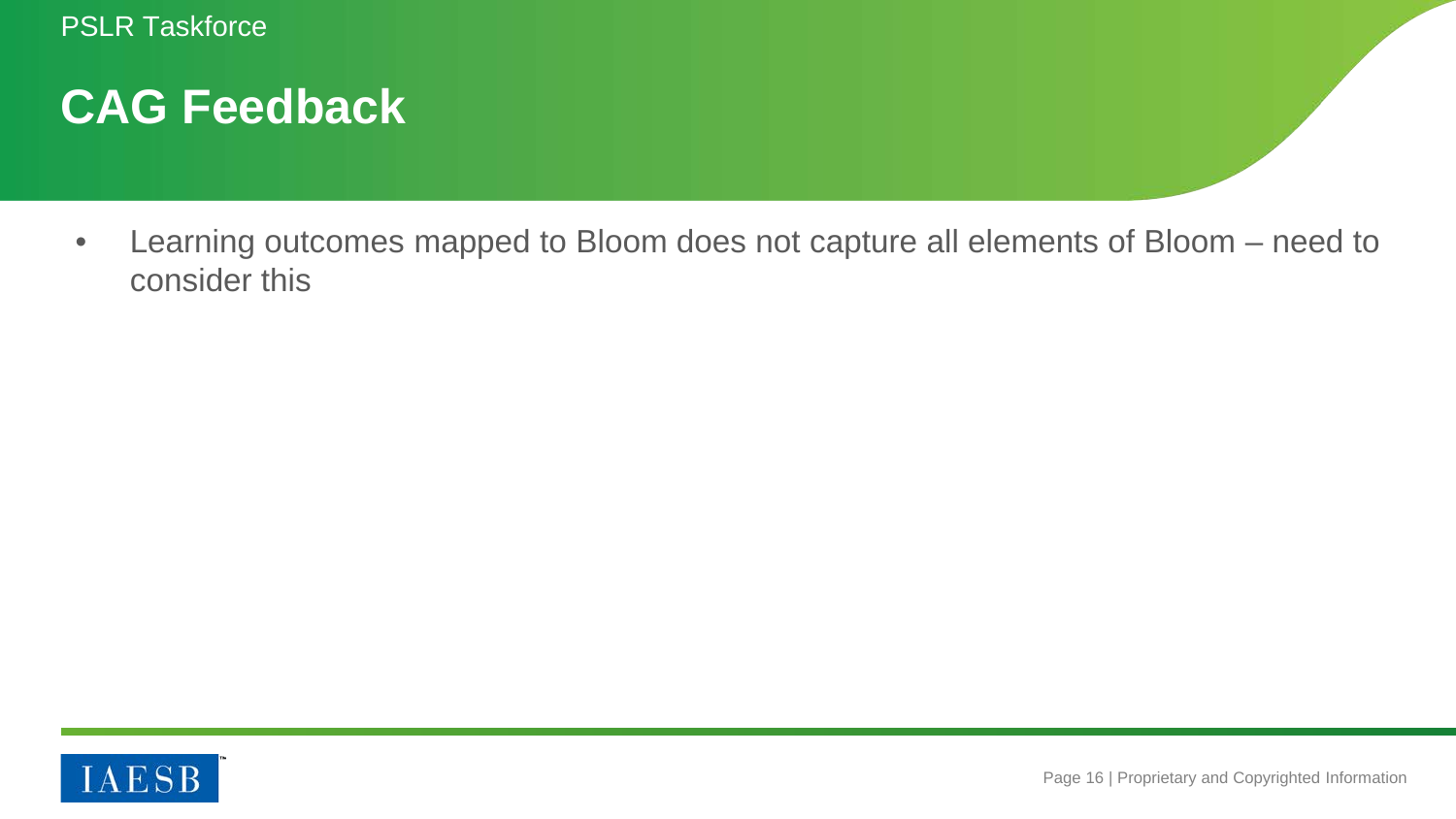# CAG Feedback

- Learning outcomes mapped to Bloom does not capture all elements of Bloom – need to consider this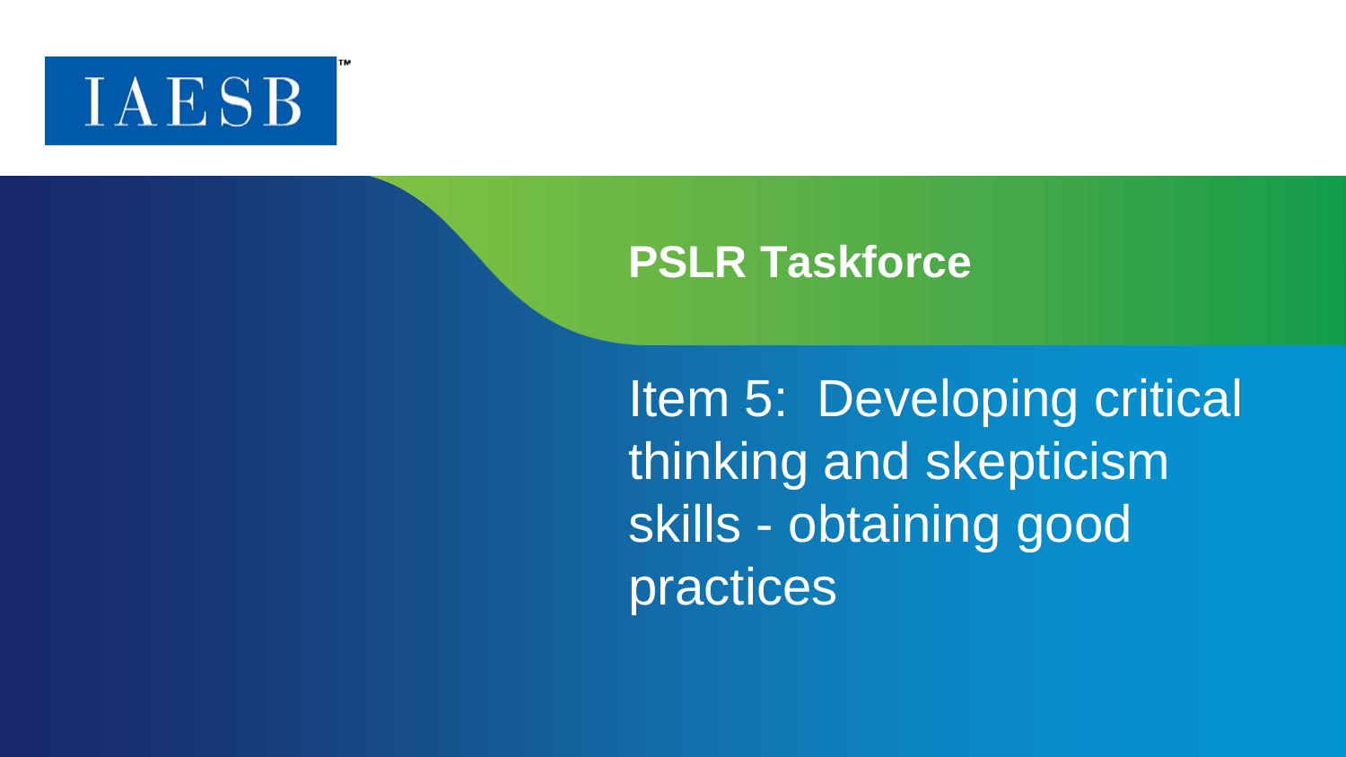IAESB™

# PSLR Taskforce

## Item 5: Developing critical thinking and skepticism skills - obtaining good practices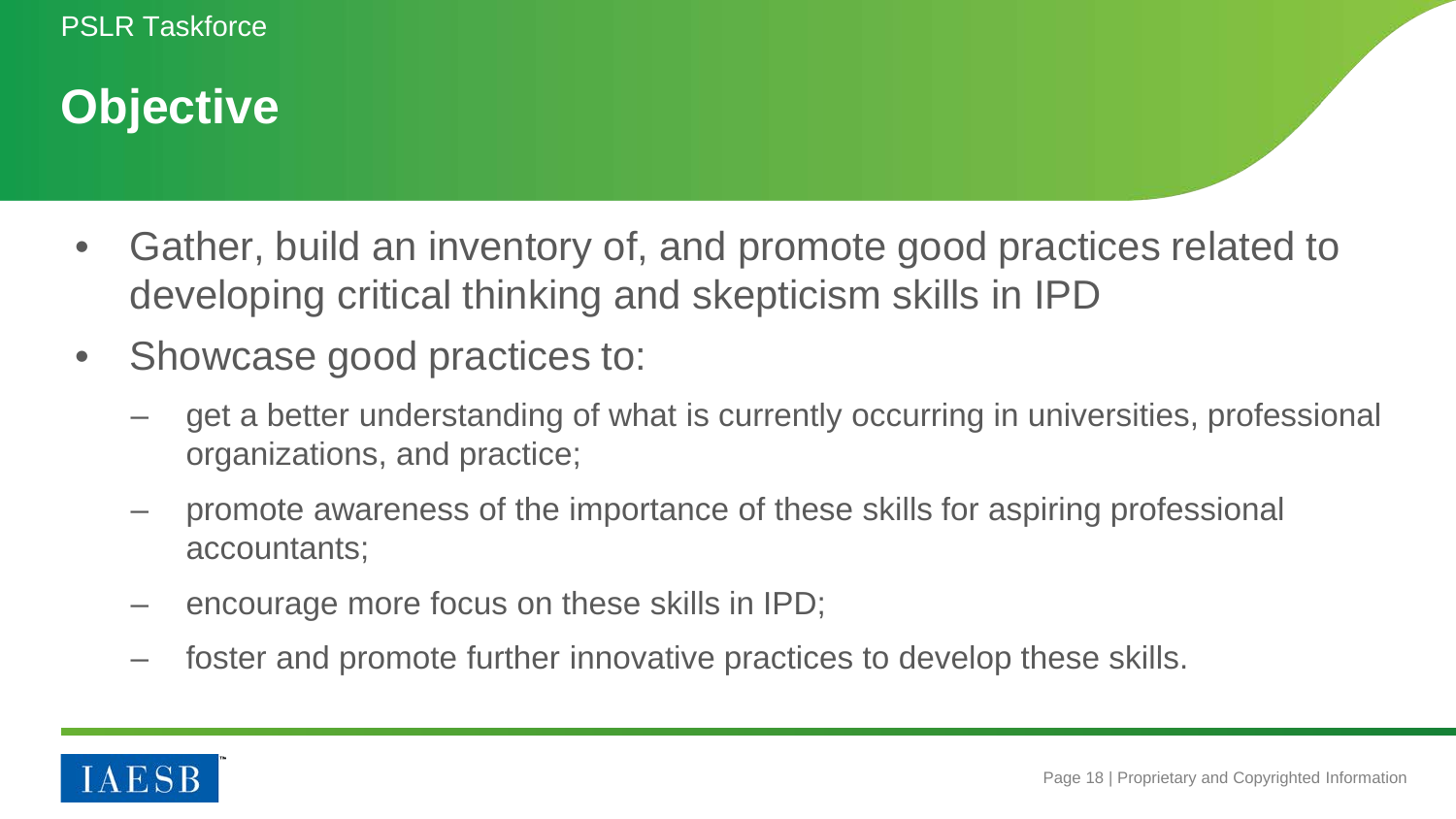# Objective

- Gather, build an inventory of, and promote good practices related to developing critical thinking and skepticism skills in IPD
- Showcase good practices to:
  - get a better understanding of what is currently occurring in universities, professional organizations, and practice;
  - promote awareness of the importance of these skills for aspiring professional accountants;
  - encourage more focus on these skills in IPD;
  - foster and promote further innovative practices to develop these skills.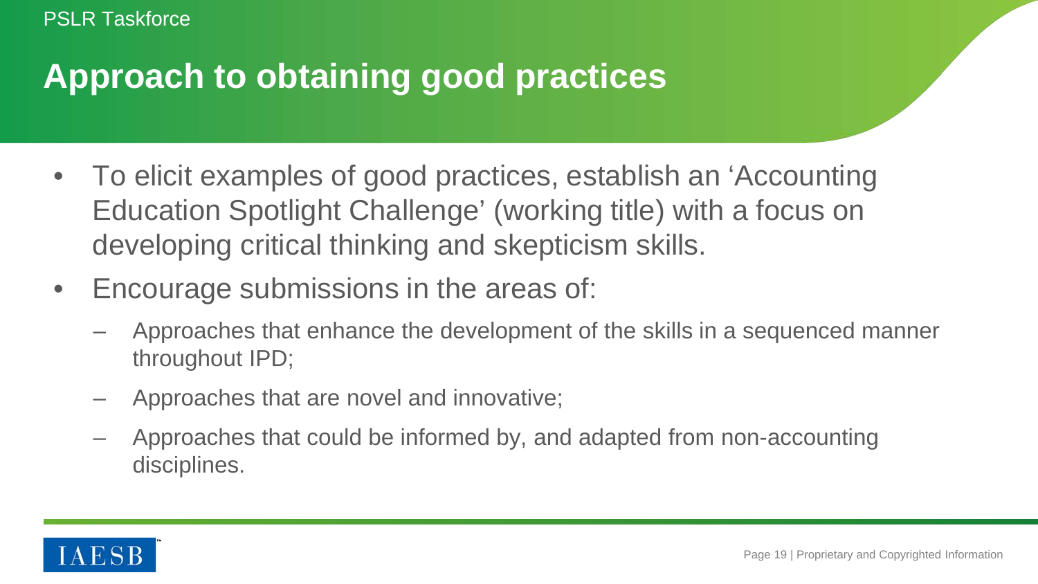PSLR Taskforce

# Approach to obtaining good practices

- To elicit examples of good practices, establish an 'Accounting Education Spotlight Challenge' (working title) with a focus on developing critical thinking and skepticism skills.
- Encourage submissions in the areas of:
  - Approaches that enhance the development of the skills in a sequenced manner throughout IPD;
  - Approaches that are novel and innovative;
  - Approaches that could be informed by, and adapted from non-accounting disciplines.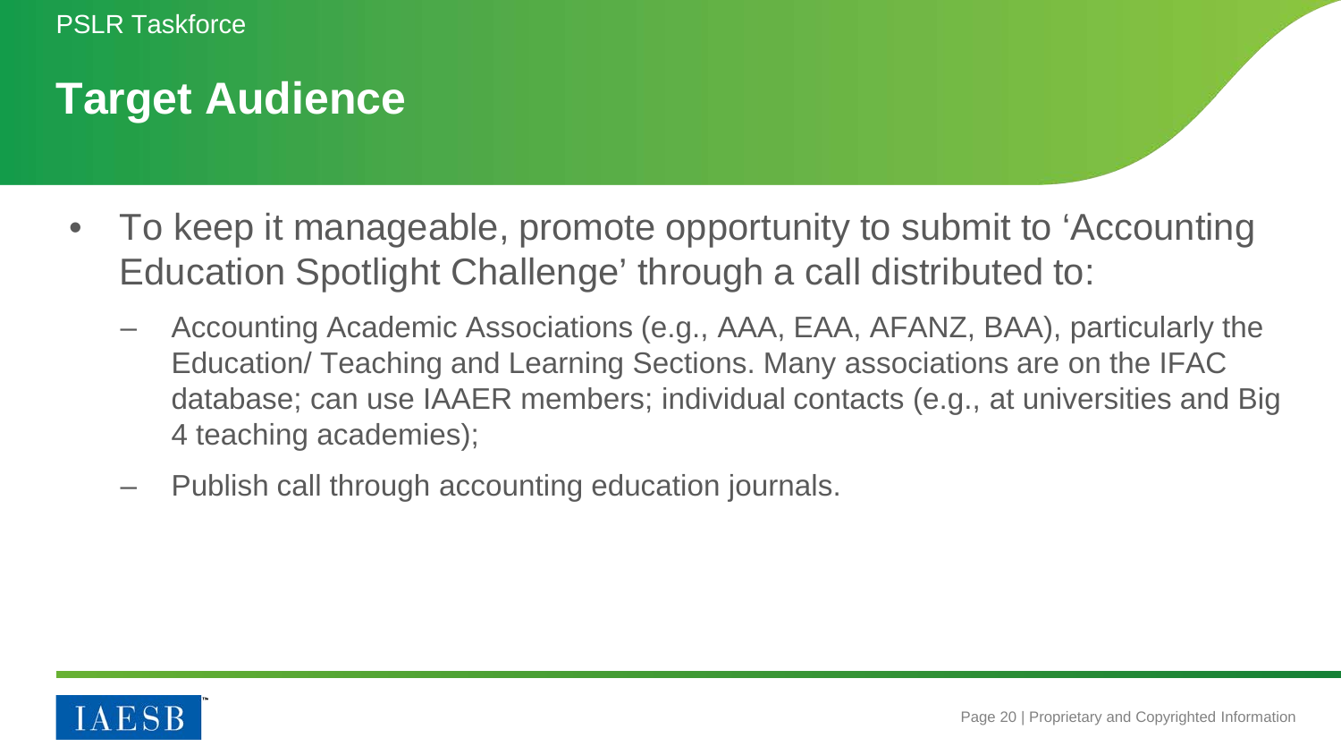## Target Audience

- To keep it manageable, promote opportunity to submit to 'Accounting Education Spotlight Challenge' through a call distributed to:
  - Accounting Academic Associations (e.g., AAA, EAA, AFANZ, BAA), particularly the Education/ Teaching and Learning Sections. Many associations are on the IFAC database; can use IAAER members; individual contacts (e.g., at universities and Big 4 teaching academies);
  - Publish call through accounting education journals.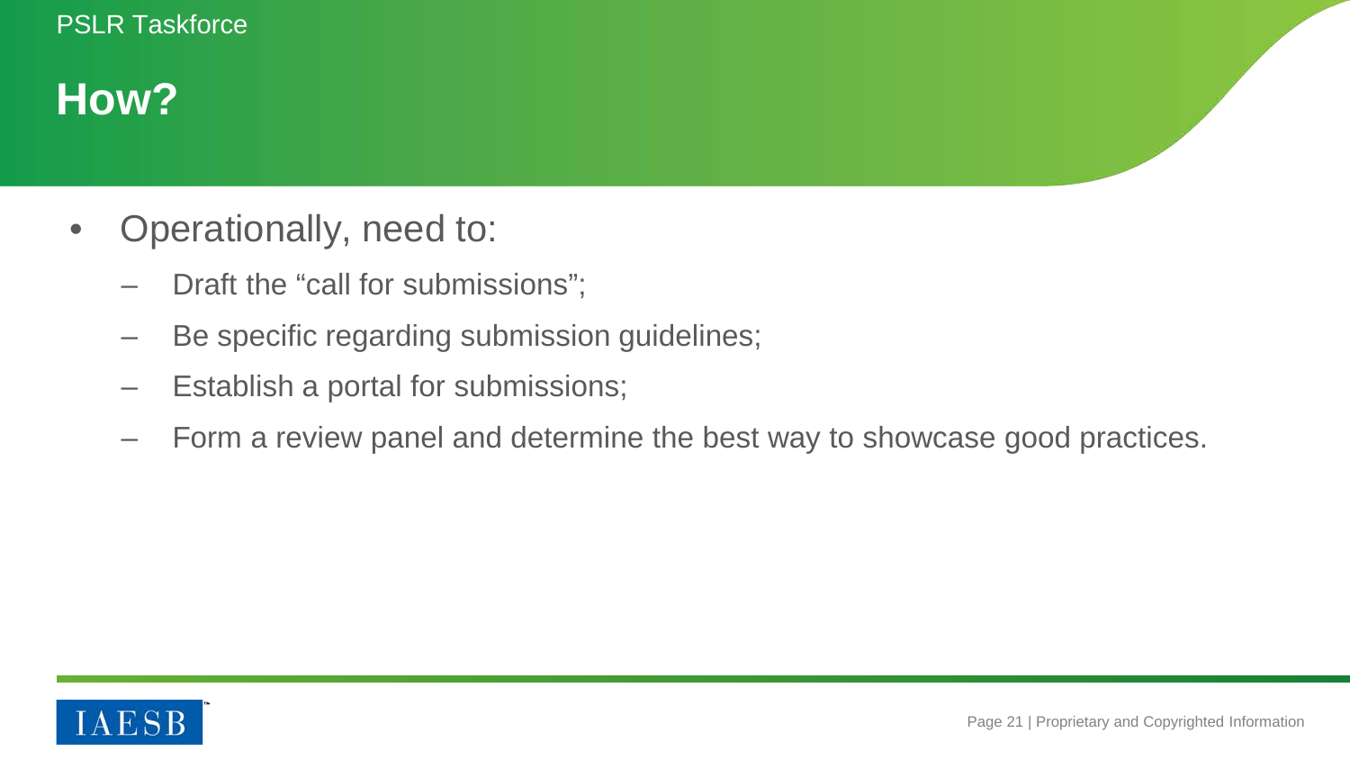# How?

- Operationally, need to:
  - Draft the "call for submissions";
  - Be specific regarding submission guidelines;
  - Establish a portal for submissions;
  - Form a review panel and determine the best way to showcase good practices.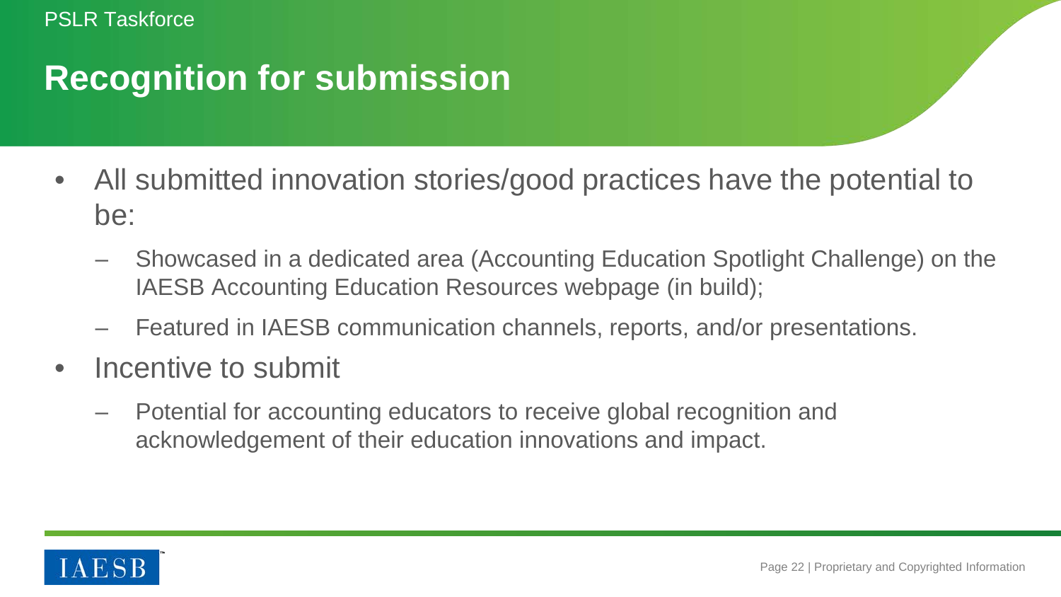# Recognition for submission

- All submitted innovation stories/good practices have the potential to be:
  - Showcased in a dedicated area (Accounting Education Spotlight Challenge) on the IAESB Accounting Education Resources webpage (in build);
  - Featured in IAESB communication channels, reports, and/or presentations.
- Incentive to submit
  - Potential for accounting educators to receive global recognition and acknowledgement of their education innovations and impact.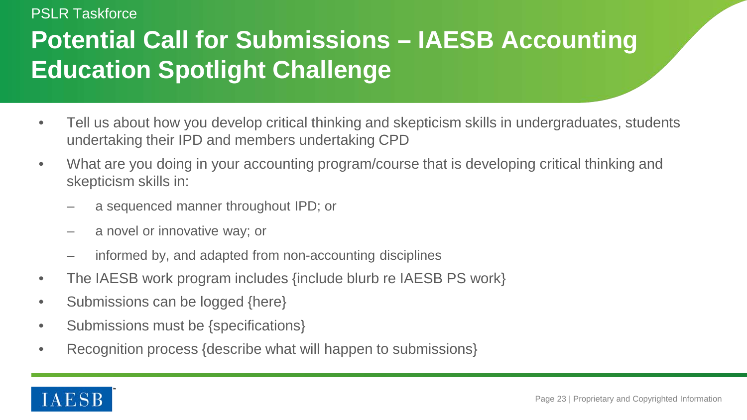PSLR Taskforce

# Potential Call for Submissions – IAESB Accounting Education Spotlight Challenge

- Tell us about how you develop critical thinking and skepticism skills in undergraduates, students undertaking their IPD and members undertaking CPD
- What are you doing in your accounting program/course that is developing critical thinking and skepticism skills in:
  - a sequenced manner throughout IPD; or
  - a novel or innovative way; or
  - informed by, and adapted from non-accounting disciplines
- The IAESB work program includes {include blurb re IAESB PS work}
- Submissions can be logged {here}
- Submissions must be {specifications}
- Recognition process {describe what will happen to submissions}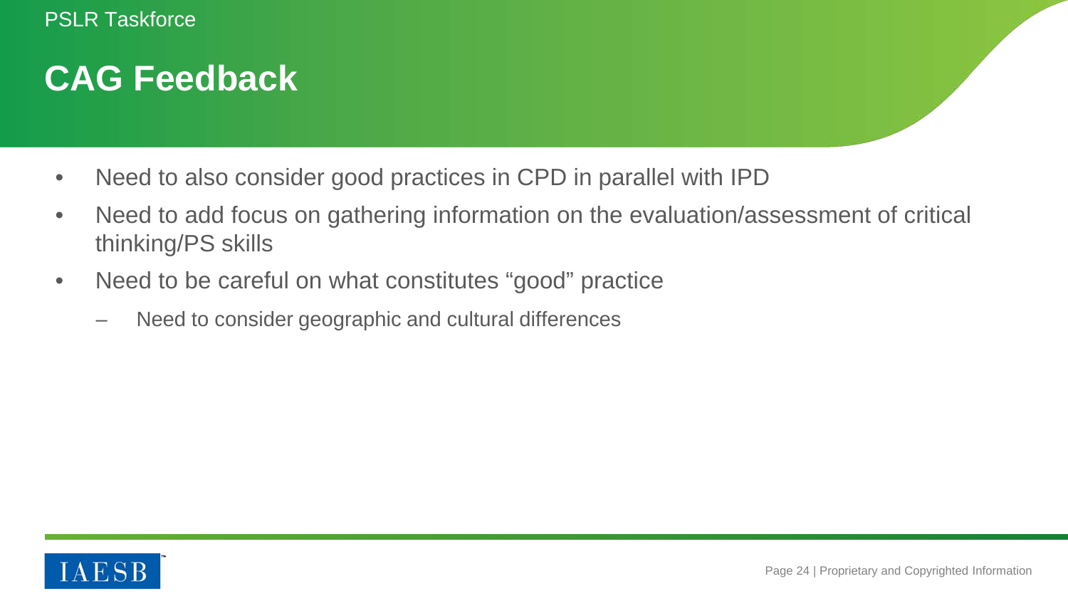# CAG Feedback

- Need to also consider good practices in CPD in parallel with IPD
- Need to add focus on gathering information on the evaluation/assessment of critical thinking/PS skills
- Need to be careful on what constitutes “good” practice
  - Need to consider geographic and cultural differences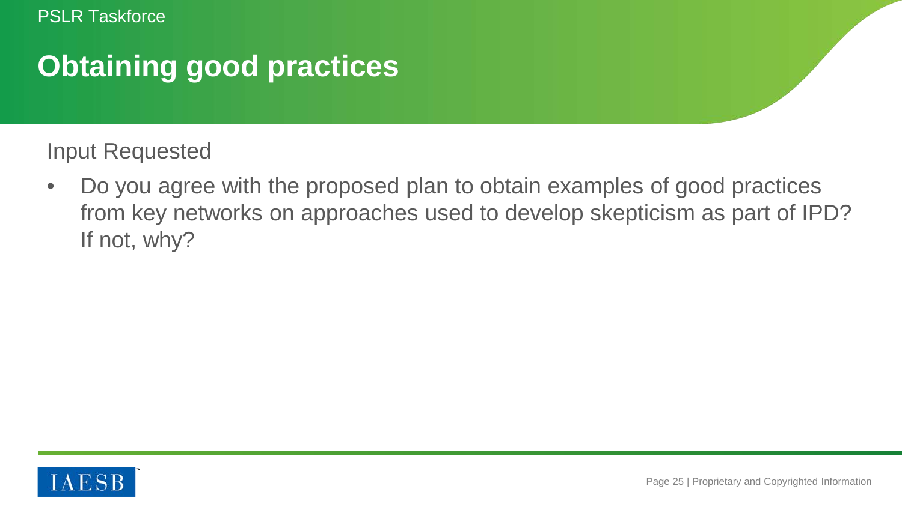# Obtaining good practices

Input Requested

- Do you agree with the proposed plan to obtain examples of good practices from key networks on approaches used to develop skepticism as part of IPD? If not, why?